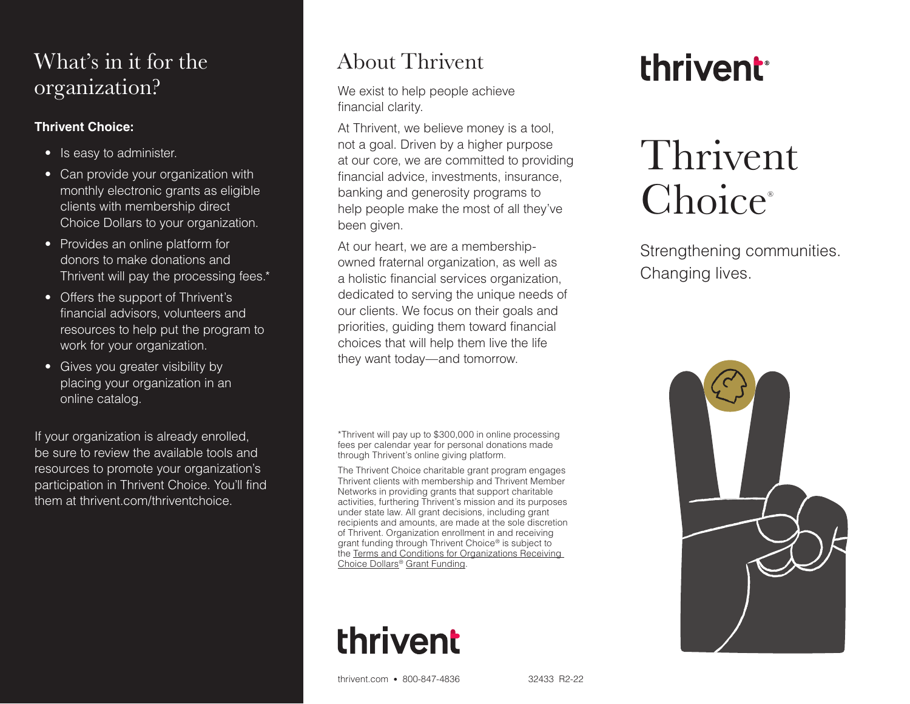## What's in it for the organization?

**Thrivent Choice:**

- Is easy to administer.
- Can provide your organization with monthly electronic grants as eligible clients with membership direct Choice Dollars to your organization.
- Provides an online platform for donors to make donations and Thrivent will pay the processing fees.*
- Offers the support of Thrivent's financial advisors, volunteers and resources to help put the program to work for your organization.
- Gives you greater visibility by placing your organization in an online catalog.

If your organization is already enrolled, be sure to review the available tools and resources to promote your organization's participation in Thrivent Choice. You'll find them at thrivent.com/thriventchoice.

## About Thrivent

We exist to help people achieve financial clarity.

At Thrivent, we believe money is a tool, not a goal. Driven by a higher purpose at our core, we are committed to providing financial advice, investments, insurance, banking and generosity programs to help people make the most of all they've been given.

At our heart, we are a membership-owned fraternal organization, as well as a holistic financial services organization, dedicated to serving the unique needs of our clients. We focus on their goals and priorities, guiding them toward financial choices that will help them live the life they want today—and tomorrow.

*Thrivent will pay up to $300,000 in online processing fees per calendar year for personal donations made through Thrivent's online giving platform.

The Thrivent Choice charitable grant program engages Thrivent clients with membership and Thrivent Member Networks in providing grants that support charitable activities, furthering Thrivent's mission and its purposes under state law. All grant decisions, including grant recipients and amounts, are made at the sole discretion of Thrivent. Organization enrollment in and receiving grant funding through Thrivent Choice® is subject to the Terms and Conditions for Organizations Receiving Choice Dollars® Grant Funding.

thrivent

thrivent.com • 800-847-4836

32433 R2-22

thrivent®

# Thrivent Choice®

Strengthening communities.
Changing lives.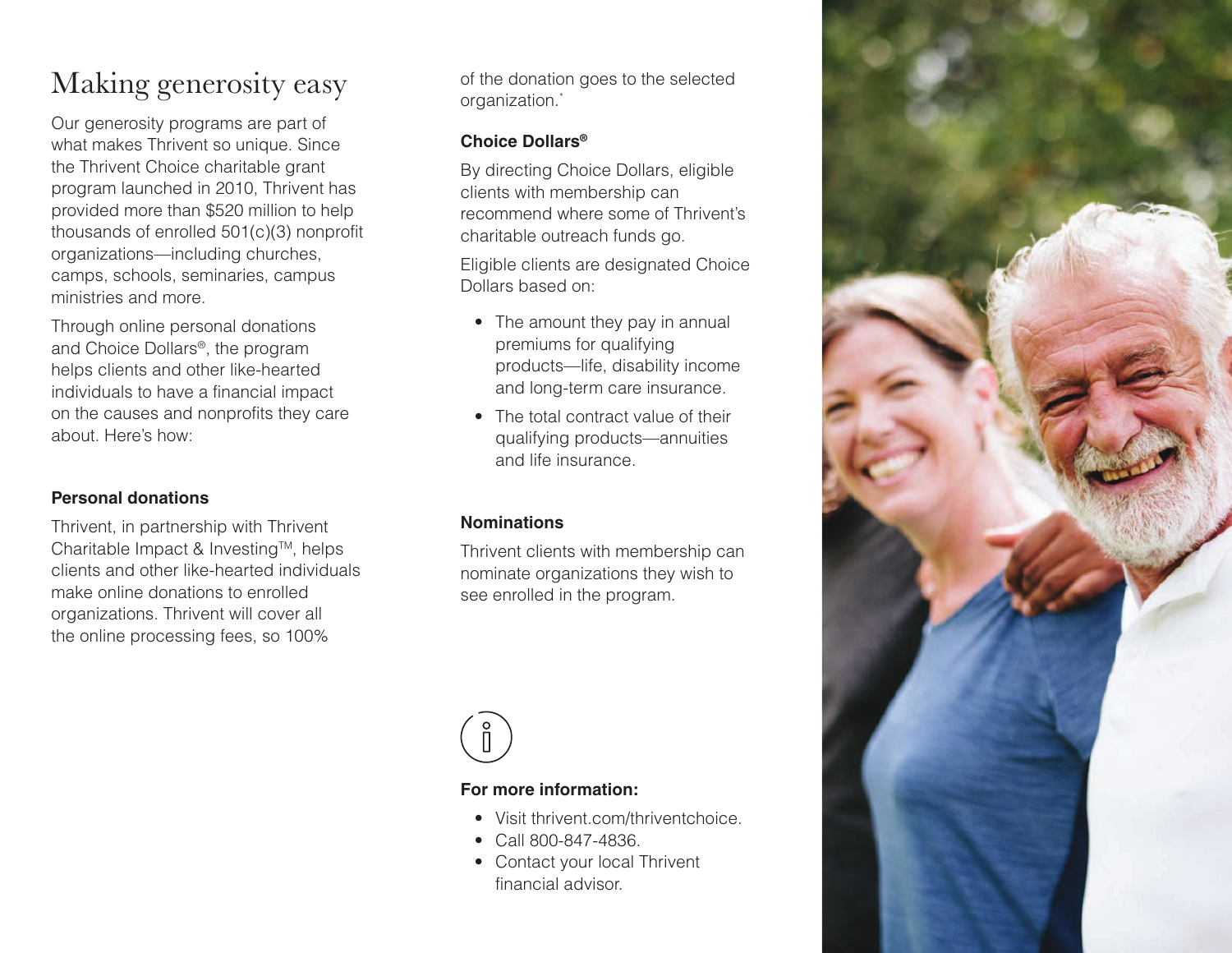# Making generosity easy

Our generosity programs are part of what makes Thrivent so unique. Since the Thrivent Choice charitable grant program launched in 2010, Thrivent has provided more than $520 million to help thousands of enrolled 501(c)(3) nonprofit organizations—including churches, camps, schools, seminaries, campus ministries and more.

Through online personal donations and Choice Dollars®, the program helps clients and other like-hearted individuals to have a financial impact on the causes and nonprofits they care about. Here's how:

**Personal donations**

Thrivent, in partnership with Thrivent Charitable Impact & Investing™, helps clients and other like-hearted individuals make online donations to enrolled organizations. Thrivent will cover all the online processing fees, so 100% of the donation goes to the selected organization.*

**Choice Dollars®**

By directing Choice Dollars, eligible clients with membership can recommend where some of Thrivent's charitable outreach funds go.

Eligible clients are designated Choice Dollars based on:

- The amount they pay in annual premiums for qualifying products—life, disability income and long-term care insurance.
- The total contract value of their qualifying products—annuities and life insurance.

**Nominations**

Thrivent clients with membership can nominate organizations they wish to see enrolled in the program.

**For more information:**

- Visit thrivent.com/thriventchoice.
- Call 800-847-4836.
- Contact your local Thrivent financial advisor.